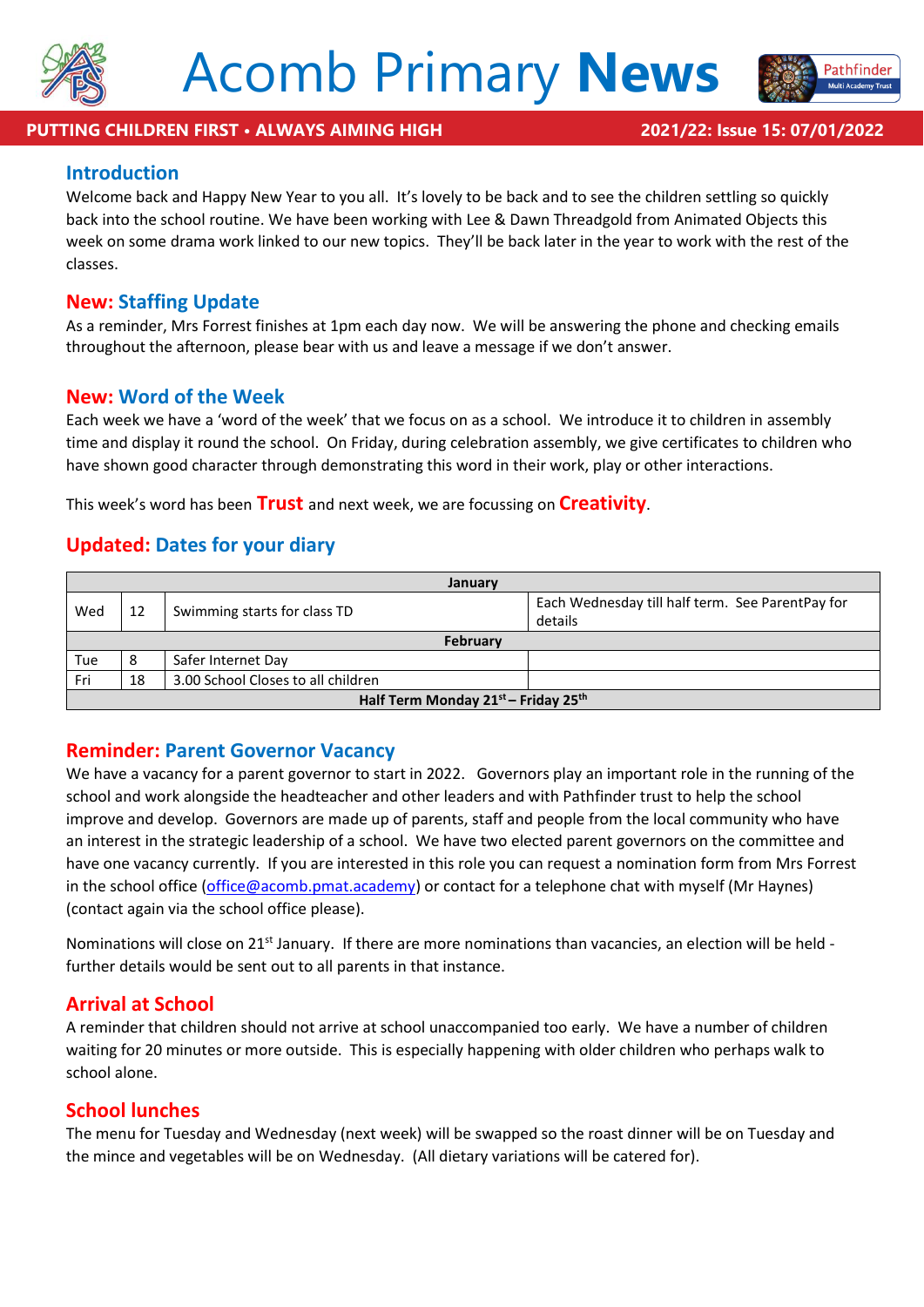# Acomb Primary **News**

**PUTTING CHILDREN FIRST • ALWAYS AIMING HIGH** **2021/22: Issue 15: 07/01/2022**

## Introduction

Welcome back and Happy New Year to you all. It's lovely to be back and to see the children settling so quickly back into the school routine. We have been working with Lee & Dawn Threadgold from Animated Objects this week on some drama work linked to our new topics. They'll be back later in the year to work with the rest of the classes.

## New: Staffing Update

As a reminder, Mrs Forrest finishes at 1pm each day now. We will be answering the phone and checking emails throughout the afternoon, please bear with us and leave a message if we don't answer.

## New: Word of the Week

Each week we have a 'word of the week' that we focus on as a school. We introduce it to children in assembly time and display it round the school. On Friday, during celebration assembly, we give certificates to children who have shown good character through demonstrating this word in their work, play or other interactions.

This week's word has been **Trust** and next week, we are focussing on **Creativity**.

## Updated: Dates for your diary

| January | | | |
|---|---|---|---|
| Wed | 12 | Swimming starts for class TD | Each Wednesday till half term. See ParentPay for details |
| **February** | | | |
| Tue | 8 | Safer Internet Day | |
| Fri | 18 | 3.00 School Closes to all children | |
| **Half Term Monday 21st – Friday 25th** | | | |

## Reminder: Parent Governor Vacancy

We have a vacancy for a parent governor to start in 2022. Governors play an important role in the running of the school and work alongside the headteacher and other leaders and with Pathfinder trust to help the school improve and develop. Governors are made up of parents, staff and people from the local community who have an interest in the strategic leadership of a school. We have two elected parent governors on the committee and have one vacancy currently. If you are interested in this role you can request a nomination form from Mrs Forrest in the school office (office@acomb.pmat.academy) or contact for a telephone chat with myself (Mr Haynes) (contact again via the school office please).

Nominations will close on 21st January. If there are more nominations than vacancies, an election will be held - further details would be sent out to all parents in that instance.

## Arrival at School

A reminder that children should not arrive at school unaccompanied too early. We have a number of children waiting for 20 minutes or more outside. This is especially happening with older children who perhaps walk to school alone.

## School lunches

The menu for Tuesday and Wednesday (next week) will be swapped so the roast dinner will be on Tuesday and the mince and vegetables will be on Wednesday. (All dietary variations will be catered for).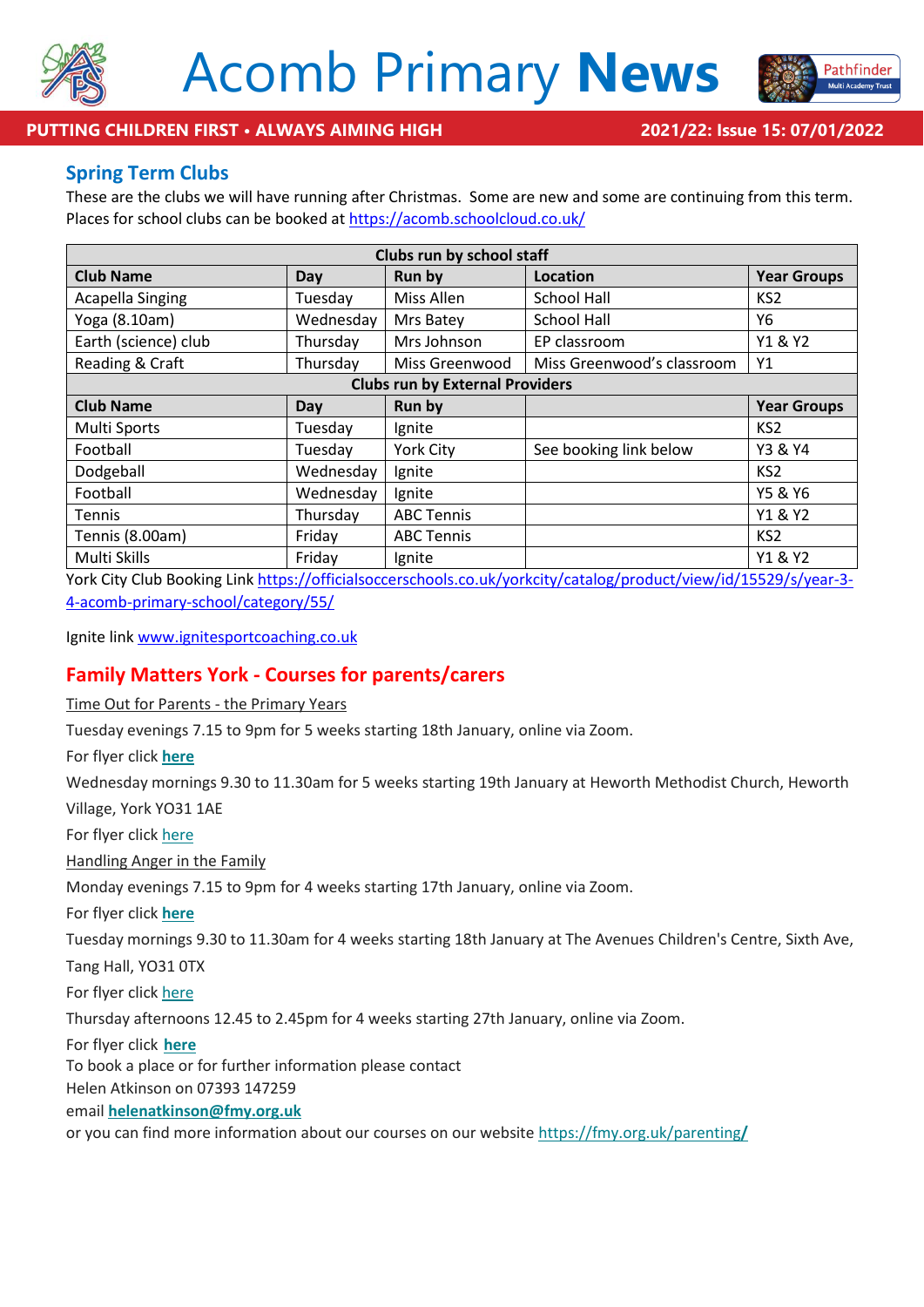## Spring Term Clubs

These are the clubs we will have running after Christmas. Some are new and some are continuing from this term. Places for school clubs can be booked at https://acomb.schoolcloud.co.uk/

| Clubs run by school staff | | | | |
|---|---|---|---|---|
| **Club Name** | **Day** | **Run by** | **Location** | **Year Groups** |
| Acapella Singing | Tuesday | Miss Allen | School Hall | KS2 |
| Yoga (8.10am) | Wednesday | Mrs Batey | School Hall | Y6 |
| Earth (science) club | Thursday | Mrs Johnson | EP classroom | Y1 & Y2 |
| Reading & Craft | Thursday | Miss Greenwood | Miss Greenwood's classroom | Y1 |
| **Clubs run by External Providers** | | | | |
| **Club Name** | **Day** | **Run by** | | **Year Groups** |
| Multi Sports | Tuesday | Ignite | | KS2 |
| Football | Tuesday | York City | See booking link below | Y3 & Y4 |
| Dodgeball | Wednesday | Ignite | | KS2 |
| Football | Wednesday | Ignite | | Y5 & Y6 |
| Tennis | Thursday | ABC Tennis | | Y1 & Y2 |
| Tennis (8.00am) | Friday | ABC Tennis | | KS2 |
| Multi Skills | Friday | Ignite | | Y1 & Y2 |

York City Club Booking Link https://officialsoccerschools.co.uk/yorkcity/catalog/product/view/id/15529/s/year-3-4-acomb-primary-school/category/55/

Ignite link www.ignitesportcoaching.co.uk

## Family Matters York - Courses for parents/carers

Time Out for Parents - the Primary Years

Tuesday evenings 7.15 to 9pm for 5 weeks starting 18th January, online via Zoom.

For flyer click **here**

Wednesday mornings 9.30 to 11.30am for 5 weeks starting 19th January at Heworth Methodist Church, Heworth Village, York YO31 1AE

For flyer click here

Handling Anger in the Family

Monday evenings 7.15 to 9pm for 4 weeks starting 17th January, online via Zoom.

For flyer click **here**

Tuesday mornings 9.30 to 11.30am for 4 weeks starting 18th January at The Avenues Children's Centre, Sixth Ave, Tang Hall, YO31 0TX

For flyer click here

Thursday afternoons 12.45 to 2.45pm for 4 weeks starting 27th January, online via Zoom.

For flyer click **here**

To book a place or for further information please contact
Helen Atkinson on 07393 147259
email **helenatkinson@fmy.org.uk**
or you can find more information about our courses on our website https://fmy.org.uk/parenting/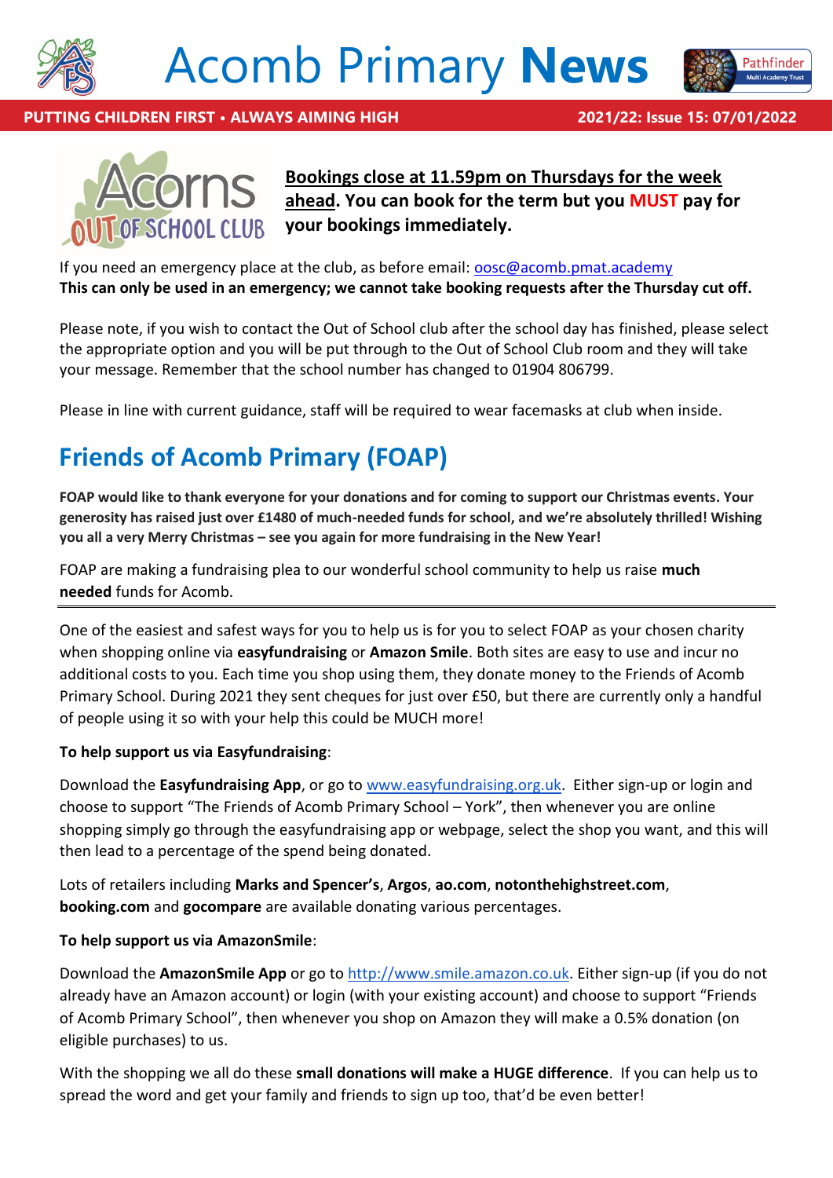# Acomb Primary **News**

**PUTTING CHILDREN FIRST • ALWAYS AIMING HIGH** **2021/22: Issue 15: 07/01/2022**

**Bookings close at 11.59pm on Thursdays for the week ahead. You can book for the term but you MUST pay for your bookings immediately.**

If you need an emergency place at the club, as before email: oosc@acomb.pmat.academy
**This can only be used in an emergency; we cannot take booking requests after the Thursday cut off.**

Please note, if you wish to contact the Out of School club after the school day has finished, please select the appropriate option and you will be put through to the Out of School Club room and they will take your message. Remember that the school number has changed to 01904 806799.

Please in line with current guidance, staff will be required to wear facemasks at club when inside.

## Friends of Acomb Primary (FOAP)

**FOAP would like to thank everyone for your donations and for coming to support our Christmas events. Your generosity has raised just over £1480 of much-needed funds for school, and we're absolutely thrilled! Wishing you all a very Merry Christmas – see you again for more fundraising in the New Year!**

FOAP are making a fundraising plea to our wonderful school community to help us raise **much needed** funds for Acomb.

---

One of the easiest and safest ways for you to help us is for you to select FOAP as your chosen charity when shopping online via **easyfundraising** or **Amazon Smile**. Both sites are easy to use and incur no additional costs to you. Each time you shop using them, they donate money to the Friends of Acomb Primary School. During 2021 they sent cheques for just over £50, but there are currently only a handful of people using it so with your help this could be MUCH more!

**To help support us via Easyfundraising**:

Download the **Easyfundraising App**, or go to www.easyfundraising.org.uk. Either sign-up or login and choose to support "The Friends of Acomb Primary School – York", then whenever you are online shopping simply go through the easyfundraising app or webpage, select the shop you want, and this will then lead to a percentage of the spend being donated.

Lots of retailers including **Marks and Spencer's**, **Argos**, **ao.com**, **notonthehighstreet.com**, **booking.com** and **gocompare** are available donating various percentages.

**To help support us via AmazonSmile**:

Download the **AmazonSmile App** or go to http://www.smile.amazon.co.uk. Either sign-up (if you do not already have an Amazon account) or login (with your existing account) and choose to support "Friends of Acomb Primary School", then whenever you shop on Amazon they will make a 0.5% donation (on eligible purchases) to us.

With the shopping we all do these **small donations will make a HUGE difference**. If you can help us to spread the word and get your family and friends to sign up too, that'd be even better!